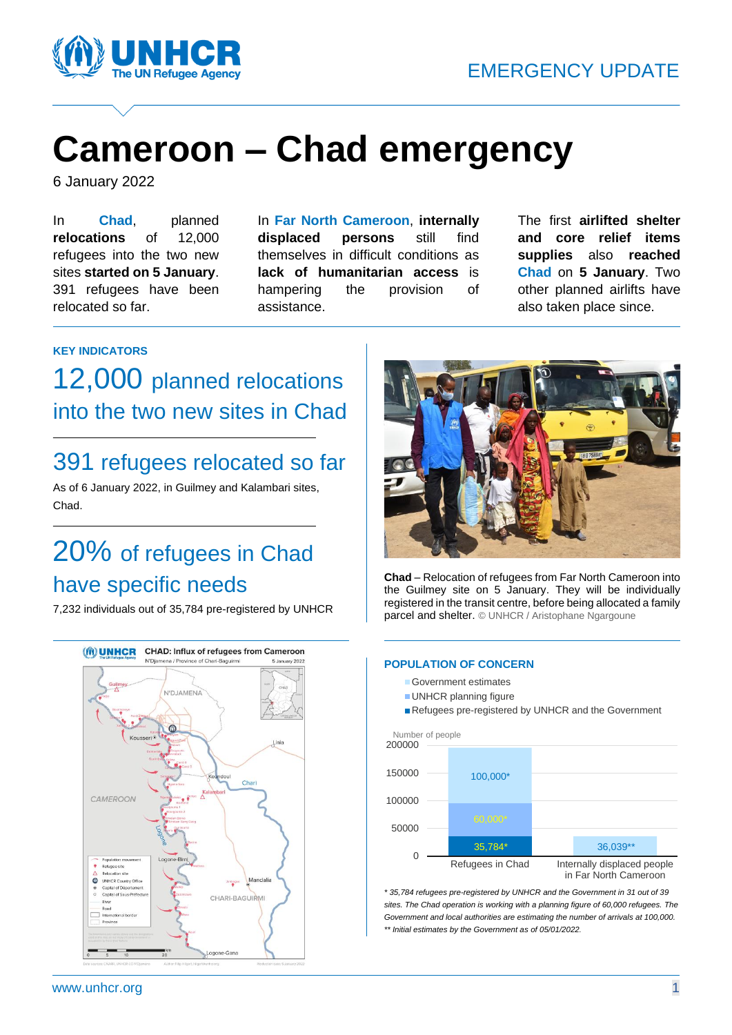EMERGENCY UPDATE

# Cameroon – Chad emergency

6 January 2022

In **Chad**, planned **relocations** of 12,000 refugees into the two new sites **started on 5 January**. 391 refugees have been relocated so far.

In **Far North Cameroon**, **internally displaced persons** still find themselves in difficult conditions as **lack of humanitarian access** is hampering the provision of assistance.

The first **airlifted shelter and core relief items supplies** also **reached Chad** on **5 January**. Two other planned airlifts have also taken place since.

## KEY INDICATORS

### 12,000 planned relocations into the two new sites in Chad

### 391 refugees relocated so far

As of 6 January 2022, in Guilmey and Kalambari sites, Chad.

### 20% of refugees in Chad have specific needs

7,232 individuals out of 35,784 pre-registered by UNHCR

**Chad** – Relocation of refugees from Far North Cameroon into the Guilmey site on 5 January. They will be individually registered in the transit centre, before being allocated a family parcel and shelter. © UNHCR / Aristophane Ngargoune

**CHAD: Influx of refugees from Cameroon**
N'Djamena / Province of Chari-Baguirmi — 5 January 2022

## POPULATION OF CONCERN

| | Refugees in Chad | Internally displaced people in Far North Cameroon |
|---|---|---|
| Government estimates | 100,000* | |
| UNHCR planning figure | 60,000* | |
| Refugees pre-registered by UNHCR and the Government | 35,784* | 36,039** |

*\* 35,784 refugees pre-registered by UNHCR and the Government in 31 out of 39 sites. The Chad operation is working with a planning figure of 60,000 refugees. The Government and local authorities are estimating the number of arrivals at 100,000.*
*\*\* Initial estimates by the Government as of 05/01/2022.*

www.unhcr.org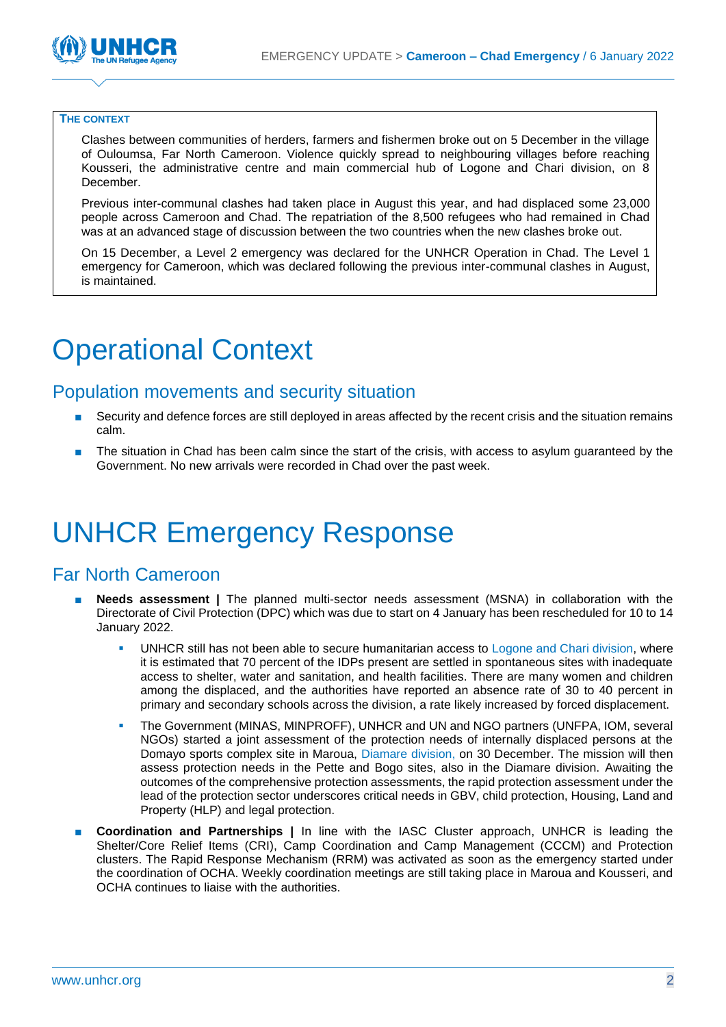**THE CONTEXT**

Clashes between communities of herders, farmers and fishermen broke out on 5 December in the village of Ouloumsa, Far North Cameroon. Violence quickly spread to neighbouring villages before reaching Kousseri, the administrative centre and main commercial hub of Logone and Chari division, on 8 December.

Previous inter-communal clashes had taken place in August this year, and had displaced some 23,000 people across Cameroon and Chad. The repatriation of the 8,500 refugees who had remained in Chad was at an advanced stage of discussion between the two countries when the new clashes broke out.

On 15 December, a Level 2 emergency was declared for the UNHCR Operation in Chad. The Level 1 emergency for Cameroon, which was declared following the previous inter-communal clashes in August, is maintained.

# Operational Context

## Population movements and security situation

- Security and defence forces are still deployed in areas affected by the recent crisis and the situation remains calm.
- The situation in Chad has been calm since the start of the crisis, with access to asylum guaranteed by the Government. No new arrivals were recorded in Chad over the past week.

# UNHCR Emergency Response

## Far North Cameroon

- **Needs assessment |** The planned multi-sector needs assessment (MSNA) in collaboration with the Directorate of Civil Protection (DPC) which was due to start on 4 January has been rescheduled for 10 to 14 January 2022.
  - UNHCR still has not been able to secure humanitarian access to Logone and Chari division, where it is estimated that 70 percent of the IDPs present are settled in spontaneous sites with inadequate access to shelter, water and sanitation, and health facilities. There are many women and children among the displaced, and the authorities have reported an absence rate of 30 to 40 percent in primary and secondary schools across the division, a rate likely increased by forced displacement.
  - The Government (MINAS, MINPROFF), UNHCR and UN and NGO partners (UNFPA, IOM, several NGOs) started a joint assessment of the protection needs of internally displaced persons at the Domayo sports complex site in Maroua, Diamare division, on 30 December. The mission will then assess protection needs in the Pette and Bogo sites, also in the Diamare division. Awaiting the outcomes of the comprehensive protection assessments, the rapid protection assessment under the lead of the protection sector underscores critical needs in GBV, child protection, Housing, Land and Property (HLP) and legal protection.
- **Coordination and Partnerships |** In line with the IASC Cluster approach, UNHCR is leading the Shelter/Core Relief Items (CRI), Camp Coordination and Camp Management (CCCM) and Protection clusters. The Rapid Response Mechanism (RRM) was activated as soon as the emergency started under the coordination of OCHA. Weekly coordination meetings are still taking place in Maroua and Kousseri, and OCHA continues to liaise with the authorities.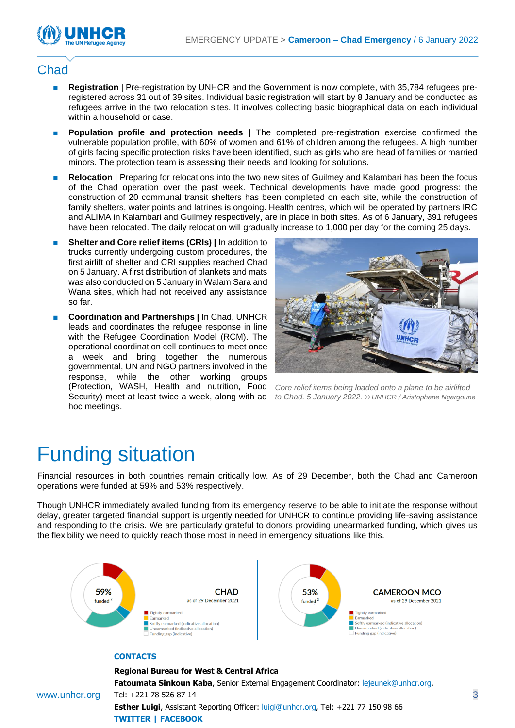## Chad

- **Registration** | Pre-registration by UNHCR and the Government is now complete, with 35,784 refugees pre-registered across 31 out of 39 sites. Individual basic registration will start by 8 January and be conducted as refugees arrive in the two relocation sites. It involves collecting basic biographical data on each individual within a household or case.
- **Population profile and protection needs |** The completed pre-registration exercise confirmed the vulnerable population profile, with 60% of women and 61% of children among the refugees. A high number of girls facing specific protection risks have been identified, such as girls who are head of families or married minors. The protection team is assessing their needs and looking for solutions.
- **Relocation** | Preparing for relocations into the two new sites of Guilmey and Kalambari has been the focus of the Chad operation over the past week. Technical developments have made good progress: the construction of 20 communal transit shelters has been completed on each site, while the construction of family shelters, water points and latrines is ongoing. Health centres, which will be operated by partners IRC and ALIMA in Kalambari and Guilmey respectively, are in place in both sites. As of 6 January, 391 refugees have been relocated. The daily relocation will gradually increase to 1,000 per day for the coming 25 days.
- **Shelter and Core relief items (CRIs) |** In addition to trucks currently undergoing custom procedures, the first airlift of shelter and CRI supplies reached Chad on 5 January. A first distribution of blankets and mats was also conducted on 5 January in Walam Sara and Wana sites, which had not received any assistance so far.
- **Coordination and Partnerships |** In Chad, UNHCR leads and coordinates the refugee response in line with the Refugee Coordination Model (RCM). The operational coordination cell continues to meet once a week and bring together the numerous governmental, UN and NGO partners involved in the response, while the other working groups (Protection, WASH, Health and nutrition, Food Security) meet at least twice a week, along with ad hoc meetings.

*Core relief items being loaded onto a plane to be airlifted to Chad. 5 January 2022. © UNHCR / Aristophane Ngargoune*

# Funding situation

Financial resources in both countries remain critically low. As of 29 December, both the Chad and Cameroon operations were funded at 59% and 53% respectively.

Though UNHCR immediately availed funding from its emergency reserve to be able to initiate the response without delay, greater targeted financial support is urgently needed for UNHCR to continue providing life-saving assistance and responding to the crisis. We are particularly grateful to donors providing unearmarked funding, which gives us the flexibility we need to quickly reach those most in need in emergency situations like this.

59% funded [2]

CHAD
as of 29 December 2021

Tightly earmarked
Earmarked
Softly earmarked (indicative allocation)
Unearmarked (indicative allocation)
Funding gap (indicative)

53% funded [2]

CAMEROON MCO
as of 29 December 2021

Tightly earmarked
Earmarked
Softly earmarked (indicative allocation)
Unearmarked (indicative allocation)
Funding gap (indicative)

**CONTACTS**

**Regional Bureau for West & Central Africa**

**Fatoumata Sinkoun Kaba**, Senior External Engagement Coordinator: lejeunek@unhcr.org, Tel: +221 78 526 87 14

**Esther Luigi**, Assistant Reporting Officer: luigi@unhcr.org, Tel: +221 77 150 98 66

**TWITTER | FACEBOOK**